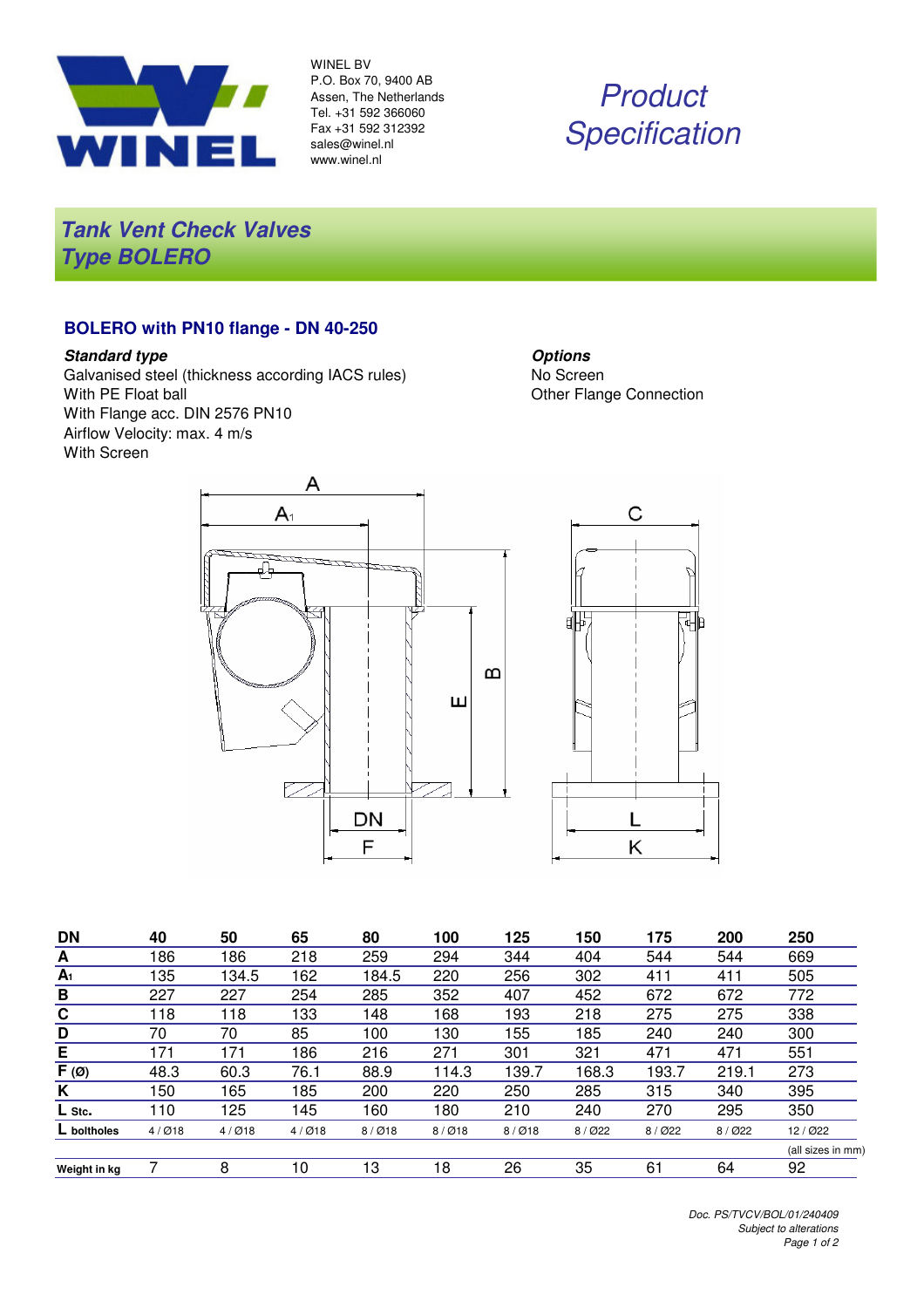WINEL BV
P.O. Box 70, 9400 AB
Assen, The Netherlands
Tel. +31 592 366060
Fax +31 592 312392
sales@winel.nl
www.winel.nl

*Product Specification*

# *Tank Vent Check Valves Type BOLERO*

## BOLERO with PN10 flange - DN 40-250

***Standard type***
Galvanised steel (thickness according IACS rules)
With PE Float ball
With Flange acc. DIN 2576 PN10
Airflow Velocity: max. 4 m/s
With Screen

***Options***
No Screen
Other Flange Connection

| DN | 40 | 50 | 65 | 80 | 100 | 125 | 150 | 175 | 200 | 250 |
|---|---|---|---|---|---|---|---|---|---|---|
| **A** | 186 | 186 | 218 | 259 | 294 | 344 | 404 | 544 | 544 | 669 |
| **$A_1$** | 135 | 134.5 | 162 | 184.5 | 220 | 256 | 302 | 411 | 411 | 505 |
| **B** | 227 | 227 | 254 | 285 | 352 | 407 | 452 | 672 | 672 | 772 |
| **C** | 118 | 118 | 133 | 148 | 168 | 193 | 218 | 275 | 275 | 338 |
| **D** | 70 | 70 | 85 | 100 | 130 | 155 | 185 | 240 | 240 | 300 |
| **E** | 171 | 171 | 186 | 216 | 271 | 301 | 321 | 471 | 471 | 551 |
| **F (Ø)** | 48.3 | 60.3 | 76.1 | 88.9 | 114.3 | 139.7 | 168.3 | 193.7 | 219.1 | 273 |
| **K** | 150 | 165 | 185 | 200 | 220 | 250 | 285 | 315 | 340 | 395 |
| **L Stc.** | 110 | 125 | 145 | 160 | 180 | 210 | 240 | 270 | 295 | 350 |
| **L boltholes** | 4 / Ø18 | 4 / Ø18 | 4 / Ø18 | 8 / Ø18 | 8 / Ø18 | 8 / Ø18 | 8 / Ø22 | 8 / Ø22 | 8 / Ø22 | 12 / Ø22 |
| | | | | | | | | | | (all sizes in mm) |
| **Weight in kg** | 7 | 8 | 10 | 13 | 18 | 26 | 35 | 61 | 64 | 92 |

*Doc. PS/TVCV/BOL/01/240409*
*Subject to alterations*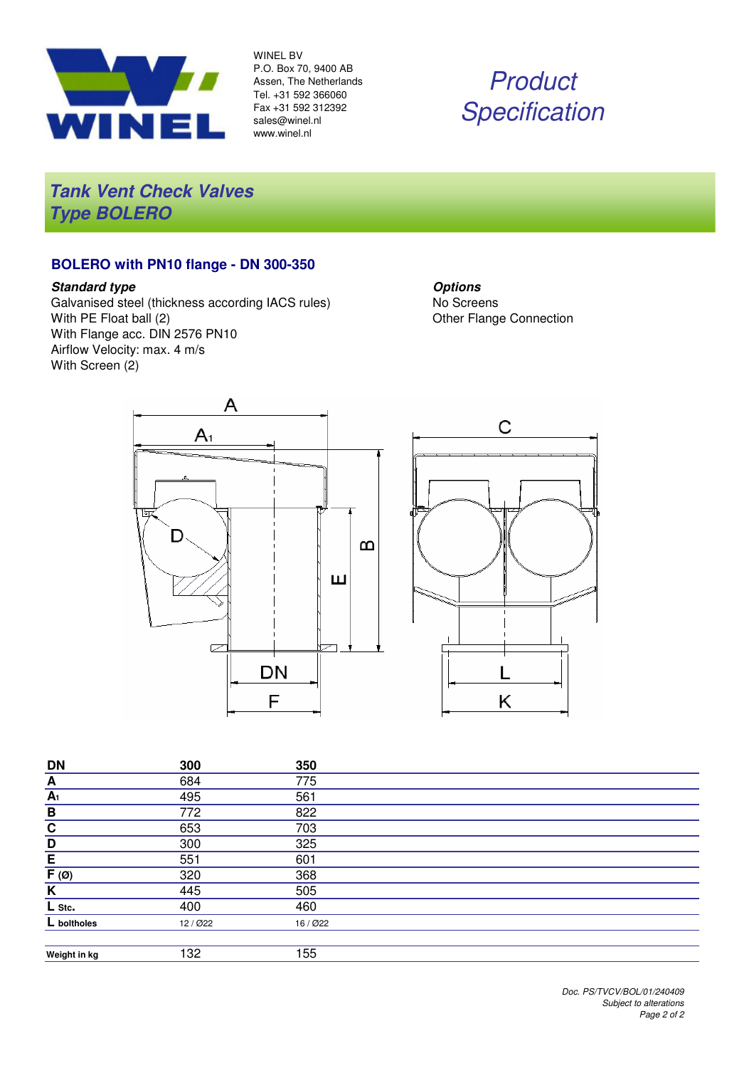WINEL BV
P.O. Box 70, 9400 AB
Assen, The Netherlands
Tel. +31 592 366060
Fax +31 592 312392
sales@winel.nl
www.winel.nl

*Product Specification*

# *Tank Vent Check Valves*
# *Type BOLERO*

## BOLERO with PN10 flange - DN 300-350

***Standard type***
Galvanised steel (thickness according IACS rules)
With PE Float ball (2)
With Flange acc. DIN 2576 PN10
Airflow Velocity: max. 4 m/s
With Screen (2)

***Options***
No Screens
Other Flange Connection

A
$A_1$
D
E
B
DN
F
C
L
K

| DN | 300 | 350 |
|---|---|---|
| A | 684 | 775 |
| $A_1$ | 495 | 561 |
| B | 772 | 822 |
| C | 653 | 703 |
| D | 300 | 325 |
| E | 551 | 601 |
| F (Ø) | 320 | 368 |
| K | 445 | 505 |
| L Stc. | 400 | 460 |
| L boltholes | 12 / Ø22 | 16 / Ø22 |
| | | |
| Weight in kg | 132 | 155 |

*Doc. PS/TVCV/BOL/01/240409*
*Subject to alterations*